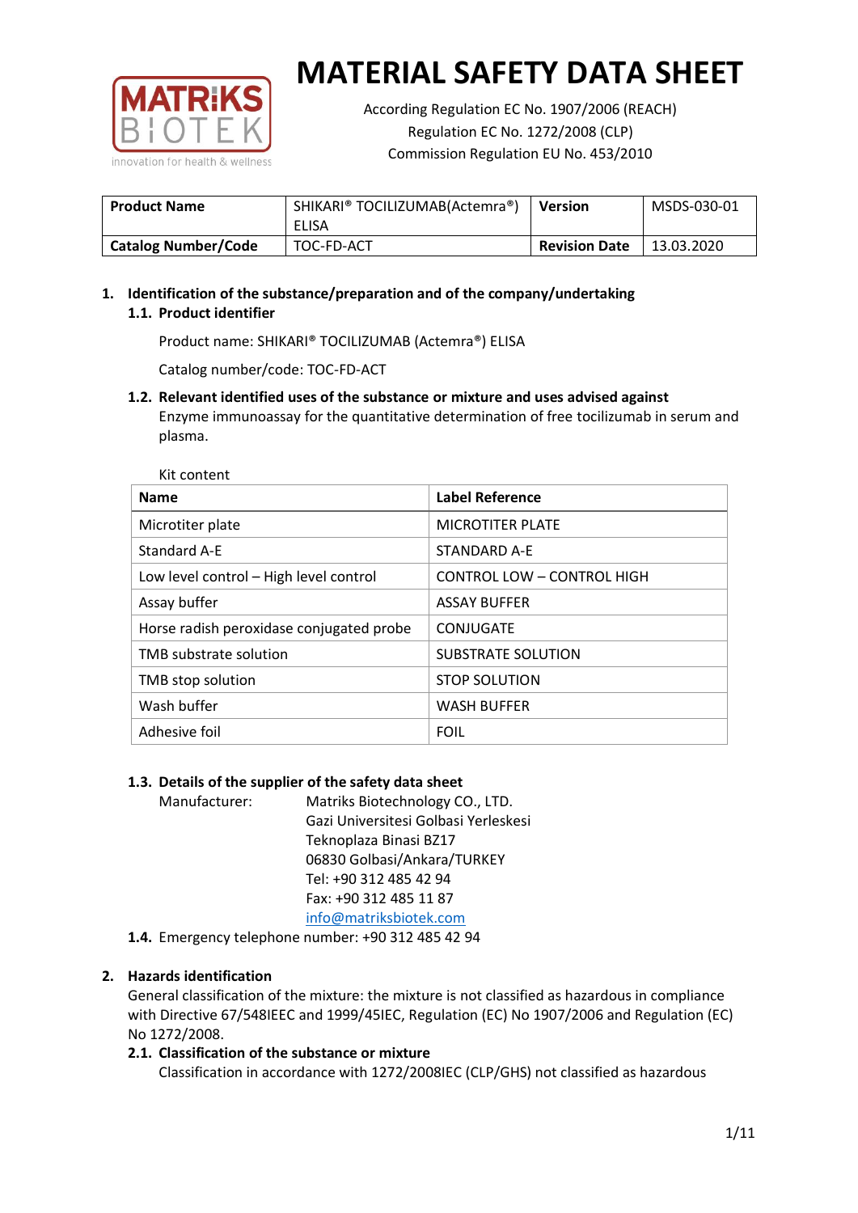# MATERIAL SAFETY DATA SHEET

According Regulation EC No. 1907/2006 (REACH)
Regulation EC No. 1272/2008 (CLP)
Commission Regulation EU No. 453/2010

| **Product Name** | SHIKARI® TOCILIZUMAB(Actemra®) ELISA | **Version** | MSDS-030-01 |
|---|---|---|---|
| **Catalog Number/Code** | TOC-FD-ACT | **Revision Date** | 13.03.2020 |

## 1. Identification of the substance/preparation and of the company/undertaking

### 1.1. Product identifier

Product name: SHIKARI® TOCILIZUMAB (Actemra®) ELISA

Catalog number/code: TOC-FD-ACT

### 1.2. Relevant identified uses of the substance or mixture and uses advised against

Enzyme immunoassay for the quantitative determination of free tocilizumab in serum and plasma.

Kit content

| Name | Label Reference |
|---|---|
| Microtiter plate | MICROTITER PLATE |
| Standard A-E | STANDARD A-E |
| Low level control – High level control | CONTROL LOW – CONTROL HIGH |
| Assay buffer | ASSAY BUFFER |
| Horse radish peroxidase conjugated probe | CONJUGATE |
| TMB substrate solution | SUBSTRATE SOLUTION |
| TMB stop solution | STOP SOLUTION |
| Wash buffer | WASH BUFFER |
| Adhesive foil | FOIL |

### 1.3. Details of the supplier of the safety data sheet

Manufacturer: Matriks Biotechnology CO., LTD.
Gazi Universitesi Golbasi Yerleskesi
Teknoplaza Binasi BZ17
06830 Golbasi/Ankara/TURKEY
Tel: +90 312 485 42 94
Fax: +90 312 485 11 87
info@matriksbiotek.com

### 1.4. Emergency telephone number: +90 312 485 42 94

## 2. Hazards identification

General classification of the mixture: the mixture is not classified as hazardous in compliance with Directive 67/548IEEC and 1999/45IEC, Regulation (EC) No 1907/2006 and Regulation (EC) No 1272/2008.

### 2.1. Classification of the substance or mixture

Classification in accordance with 1272/2008IEC (CLP/GHS) not classified as hazardous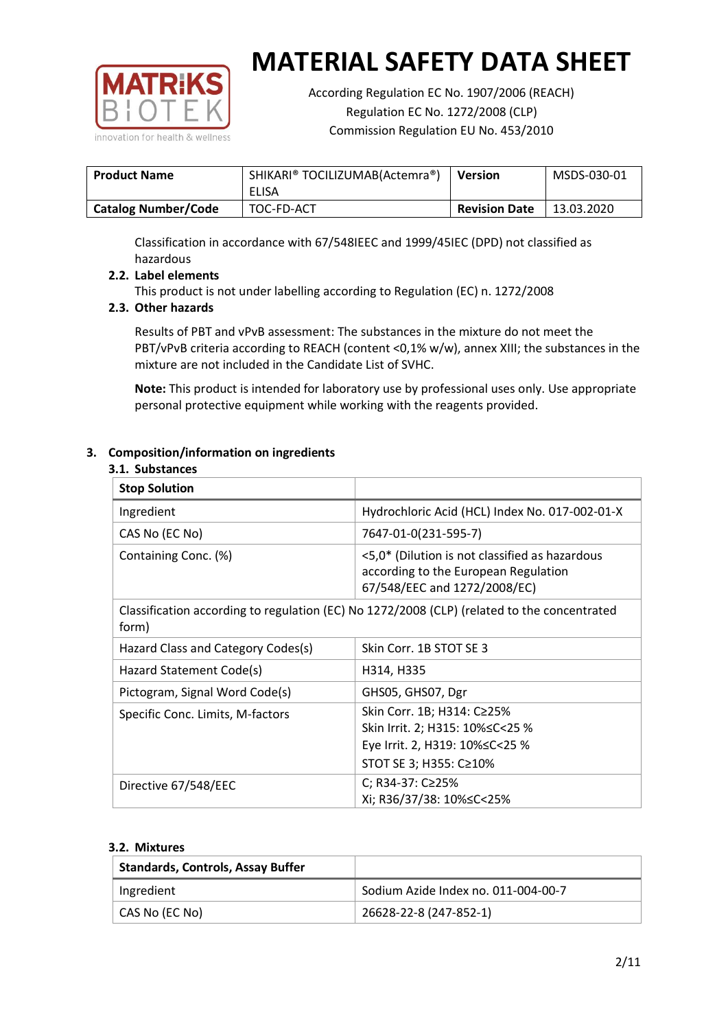| Product Name | SHIKARI® TOCILIZUMAB(Actemra®) ELISA | Version | MSDS-030-01 |
|---|---|---|---|
| Catalog Number/Code | TOC-FD-ACT | Revision Date | 13.03.2020 |

Classification in accordance with 67/548IEEC and 1999/45IEC (DPD) not classified as hazardous

### 2.2. Label elements

This product is not under labelling according to Regulation (EC) n. 1272/2008

### 2.3. Other hazards

Results of PBT and vPvB assessment: The substances in the mixture do not meet the PBT/vPvB criteria according to REACH (content <0,1% w/w), annex XIII; the substances in the mixture are not included in the Candidate List of SVHC.

**Note:** This product is intended for laboratory use by professional uses only. Use appropriate personal protective equipment while working with the reagents provided.

## 3. Composition/information on ingredients

### 3.1. Substances

| Stop Solution | |
|---|---|
| Ingredient | Hydrochloric Acid (HCL) Index No. 017-002-01-X |
| CAS No (EC No) | 7647-01-0(231-595-7) |
| Containing Conc. (%) | <5,0* (Dilution is not classified as hazardous according to the European Regulation 67/548/EEC and 1272/2008/EC) |
| Classification according to regulation (EC) No 1272/2008 (CLP) (related to the concentrated form) | |
| Hazard Class and Category Codes(s) | Skin Corr. 1B STOT SE 3 |
| Hazard Statement Code(s) | H314, H335 |
| Pictogram, Signal Word Code(s) | GHS05, GHS07, Dgr |
| Specific Conc. Limits, M-factors | Skin Corr. 1B; H314: C≥25%<br>Skin Irrit. 2; H315: 10%≤C<25 %<br>Eye Irrit. 2, H319: 10%≤C<25 %<br>STOT SE 3; H355: C≥10% |
| Directive 67/548/EEC | C; R34-37: C≥25%<br>Xi; R36/37/38: 10%≤C<25% |

### 3.2. Mixtures

| Standards, Controls, Assay Buffer | |
|---|---|
| Ingredient | Sodium Azide Index no. 011-004-00-7 |
| CAS No (EC No) | 26628-22-8 (247-852-1) |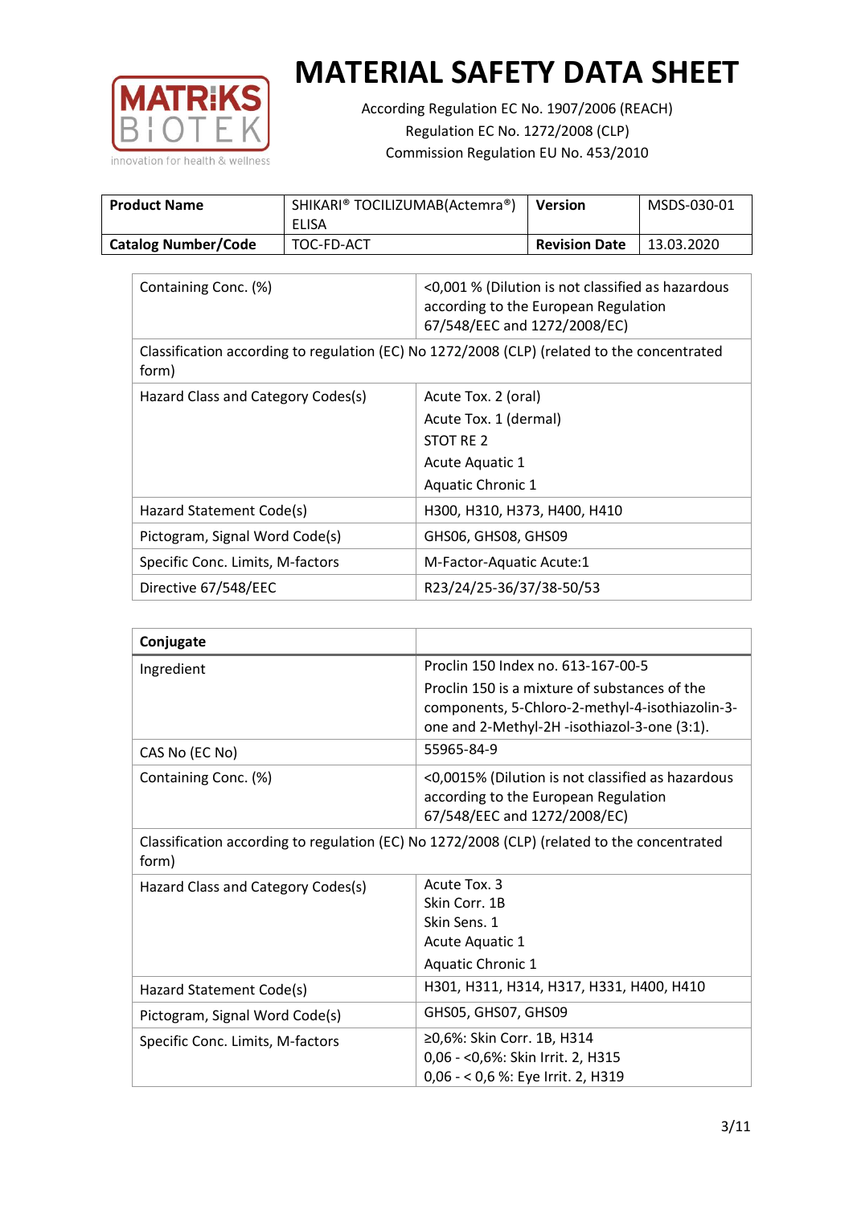# MATERIAL SAFETY DATA SHEET

According Regulation EC No. 1907/2006 (REACH)
Regulation EC No. 1272/2008 (CLP)
Commission Regulation EU No. 453/2010

| **Product Name** | SHIKARI® TOCILIZUMAB(Actemra®) ELISA | **Version** | MSDS-030-01 |
|---|---|---|---|
| **Catalog Number/Code** | TOC-FD-ACT | **Revision Date** | 13.03.2020 |

| | |
|---|---|
| Containing Conc. (%) | <0,001 % (Dilution is not classified as hazardous according to the European Regulation 67/548/EEC and 1272/2008/EC) |
| Classification according to regulation (EC) No 1272/2008 (CLP) (related to the concentrated form) | |
| Hazard Class and Category Codes(s) | Acute Tox. 2 (oral)<br>Acute Tox. 1 (dermal)<br>STOT RE 2<br>Acute Aquatic 1<br>Aquatic Chronic 1 |
| Hazard Statement Code(s) | H300, H310, H373, H400, H410 |
| Pictogram, Signal Word Code(s) | GHS06, GHS08, GHS09 |
| Specific Conc. Limits, M-factors | M-Factor-Aquatic Acute:1 |
| Directive 67/548/EEC | R23/24/25-36/37/38-50/53 |

| **Conjugate** | |
|---|---|
| Ingredient | Proclin 150 Index no. 613-167-00-5<br>Proclin 150 is a mixture of substances of the components, 5-Chloro-2-methyl-4-isothiazolin-3-one and 2-Methyl-2H -isothiazol-3-one (3:1). |
| CAS No (EC No) | 55965-84-9 |
| Containing Conc. (%) | <0,0015% (Dilution is not classified as hazardous according to the European Regulation 67/548/EEC and 1272/2008/EC) |
| Classification according to regulation (EC) No 1272/2008 (CLP) (related to the concentrated form) | |
| Hazard Class and Category Codes(s) | Acute Tox. 3<br>Skin Corr. 1B<br>Skin Sens. 1<br>Acute Aquatic 1<br>Aquatic Chronic 1 |
| Hazard Statement Code(s) | H301, H311, H314, H317, H331, H400, H410 |
| Pictogram, Signal Word Code(s) | GHS05, GHS07, GHS09 |
| Specific Conc. Limits, M-factors | ≥0,6%: Skin Corr. 1B, H314<br>0,06 - <0,6%: Skin Irrit. 2, H315<br>0,06 - < 0,6 %: Eye Irrit. 2, H319 |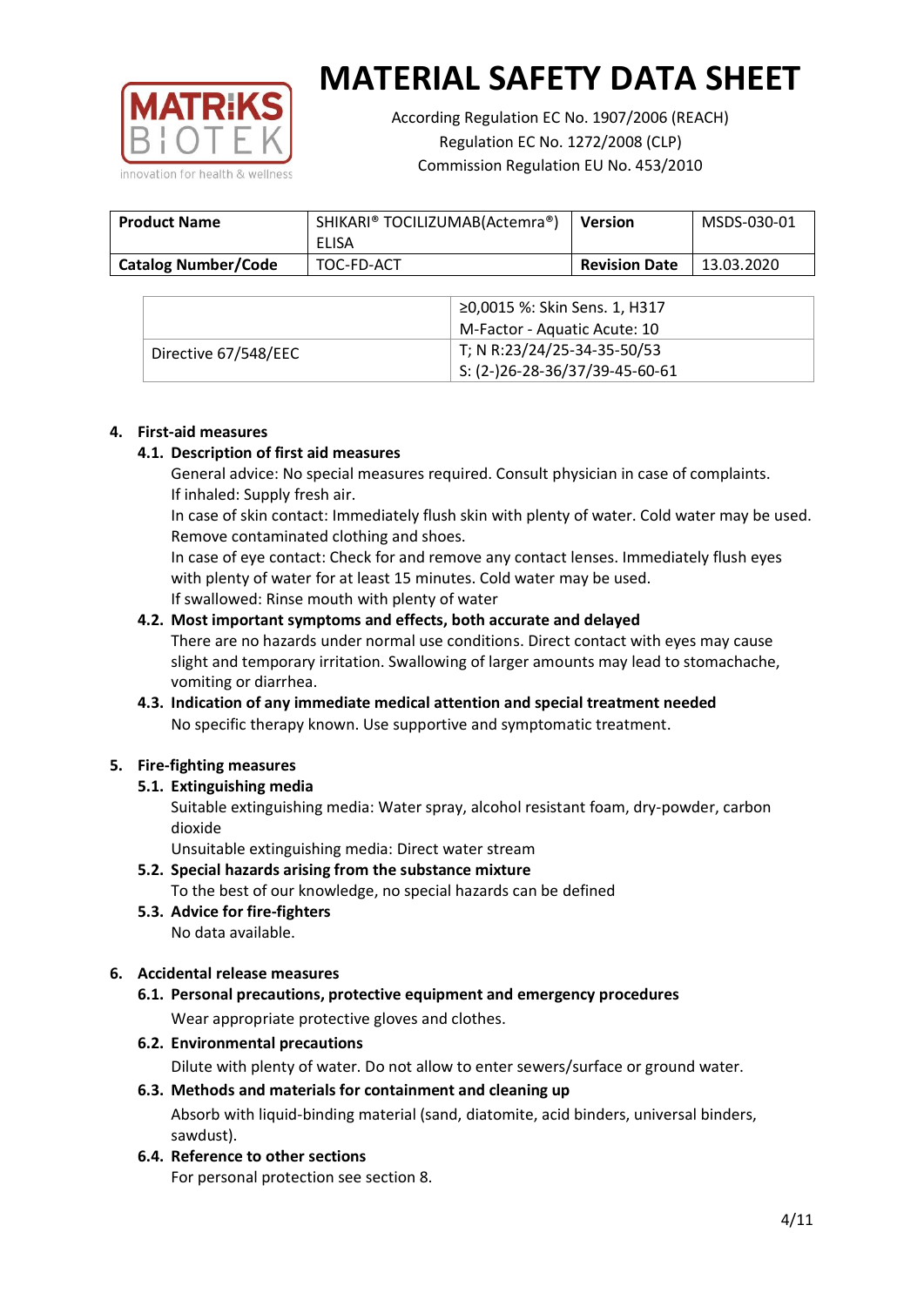# MATERIAL SAFETY DATA SHEET

According Regulation EC No. 1907/2006 (REACH)
Regulation EC No. 1272/2008 (CLP)
Commission Regulation EU No. 453/2010

| Product Name | SHIKARI® TOCILIZUMAB(Actemra®) ELISA | Version | MSDS-030-01 |
|---|---|---|---|
| Catalog Number/Code | TOC-FD-ACT | Revision Date | 13.03.2020 |

| | |
|---|---|
| | ≥0,0015 %: Skin Sens. 1, H317<br>M-Factor - Aquatic Acute: 10 |
| Directive 67/548/EEC | T; N R:23/24/25-34-35-50/53<br>S: (2-)26-28-36/37/39-45-60-61 |

## 4. First-aid measures

### 4.1. Description of first aid measures

General advice: No special measures required. Consult physician in case of complaints.
If inhaled: Supply fresh air.
In case of skin contact: Immediately flush skin with plenty of water. Cold water may be used. Remove contaminated clothing and shoes.
In case of eye contact: Check for and remove any contact lenses. Immediately flush eyes with plenty of water for at least 15 minutes. Cold water may be used.
If swallowed: Rinse mouth with plenty of water

### 4.2. Most important symptoms and effects, both accurate and delayed

There are no hazards under normal use conditions. Direct contact with eyes may cause slight and temporary irritation. Swallowing of larger amounts may lead to stomachache, vomiting or diarrhea.

### 4.3. Indication of any immediate medical attention and special treatment needed

No specific therapy known. Use supportive and symptomatic treatment.

## 5. Fire-fighting measures

### 5.1. Extinguishing media

Suitable extinguishing media: Water spray, alcohol resistant foam, dry-powder, carbon dioxide
Unsuitable extinguishing media: Direct water stream

### 5.2. Special hazards arising from the substance mixture

To the best of our knowledge, no special hazards can be defined

### 5.3. Advice for fire-fighters

No data available.

## 6. Accidental release measures

### 6.1. Personal precautions, protective equipment and emergency procedures

Wear appropriate protective gloves and clothes.

### 6.2. Environmental precautions

Dilute with plenty of water. Do not allow to enter sewers/surface or ground water.

### 6.3. Methods and materials for containment and cleaning up

Absorb with liquid-binding material (sand, diatomite, acid binders, universal binders, sawdust).

### 6.4. Reference to other sections

For personal protection see section 8.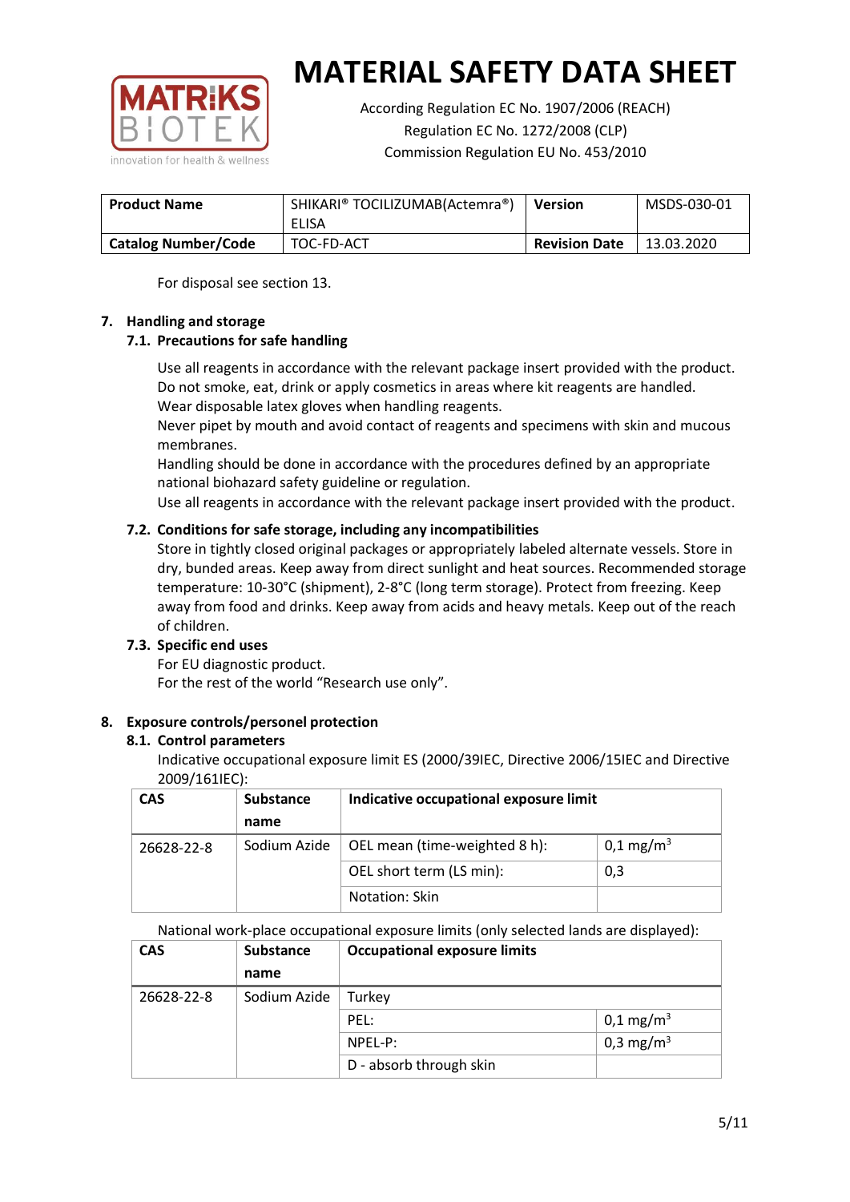| **Product Name** | SHIKARI® TOCILIZUMAB(Actemra®) ELISA | **Version** | MSDS-030-01 |
|---|---|---|---|
| **Catalog Number/Code** | TOC-FD-ACT | **Revision Date** | 13.03.2020 |

For disposal see section 13.

## 7. Handling and storage

### 7.1. Precautions for safe handling

Use all reagents in accordance with the relevant package insert provided with the product.
Do not smoke, eat, drink or apply cosmetics in areas where kit reagents are handled.
Wear disposable latex gloves when handling reagents.
Never pipet by mouth and avoid contact of reagents and specimens with skin and mucous membranes.
Handling should be done in accordance with the procedures defined by an appropriate national biohazard safety guideline or regulation.
Use all reagents in accordance with the relevant package insert provided with the product.

### 7.2. Conditions for safe storage, including any incompatibilities

Store in tightly closed original packages or appropriately labeled alternate vessels. Store in dry, bunded areas. Keep away from direct sunlight and heat sources. Recommended storage temperature: 10-30°C (shipment), 2-8°C (long term storage). Protect from freezing. Keep away from food and drinks. Keep away from acids and heavy metals. Keep out of the reach of children.

### 7.3. Specific end uses

For EU diagnostic product.
For the rest of the world "Research use only".

## 8. Exposure controls/personel protection

### 8.1. Control parameters

Indicative occupational exposure limit ES (2000/39IEC, Directive 2006/15IEC and Directive 2009/161IEC):

| CAS | Substance name | Indicative occupational exposure limit | |
|---|---|---|---|
| 26628-22-8 | Sodium Azide | OEL mean (time-weighted 8 h): | 0,1 mg/m$^3$ |
| | | OEL short term (LS min): | 0,3 |
| | | Notation: Skin | |

National work-place occupational exposure limits (only selected lands are displayed):

| CAS | Substance name | Occupational exposure limits | |
|---|---|---|---|
| 26628-22-8 | Sodium Azide | Turkey | |
| | | PEL: | 0,1 mg/m$^3$ |
| | | NPEL-P: | 0,3 mg/m$^3$ |
| | | D - absorb through skin | |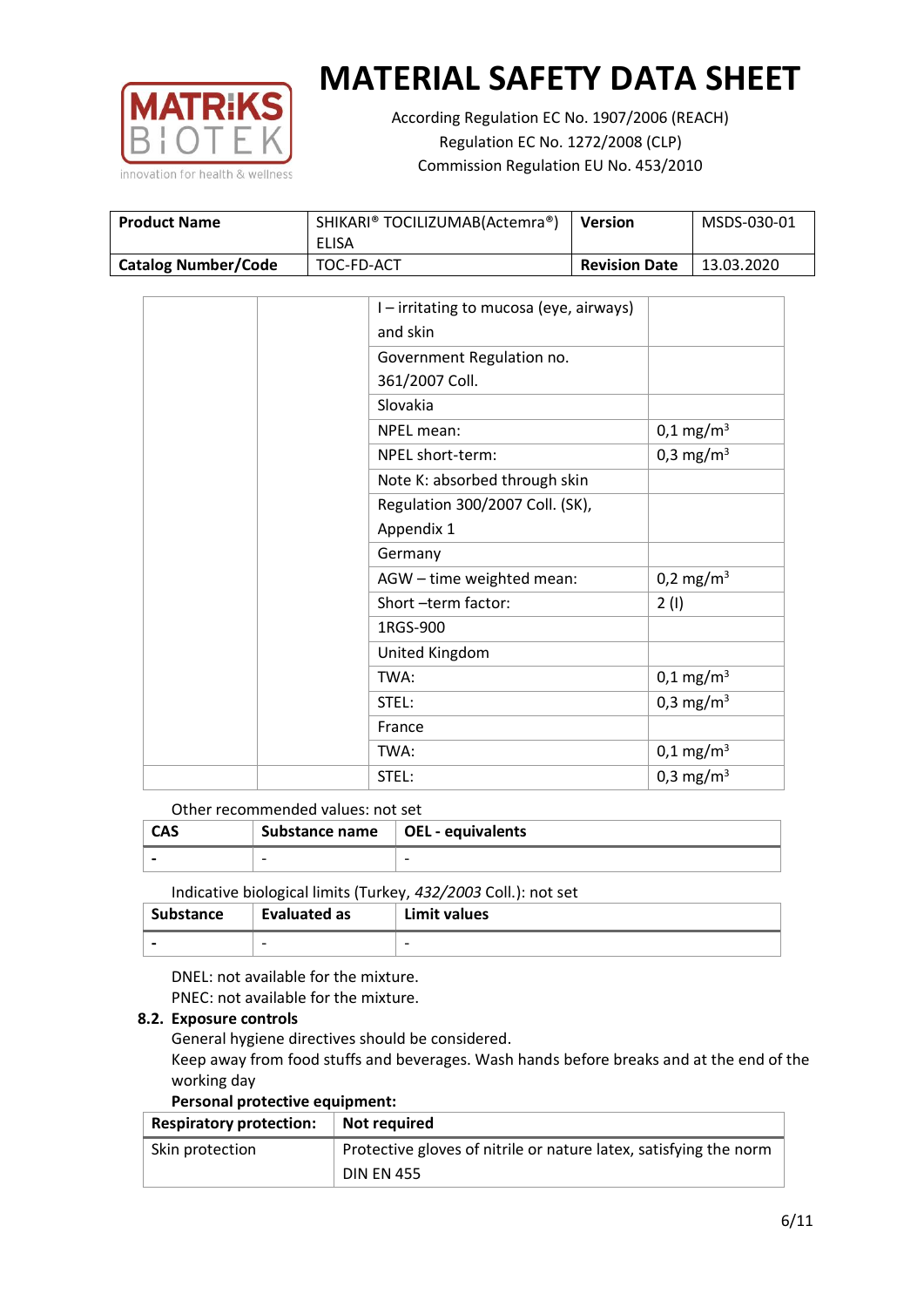# MATERIAL SAFETY DATA SHEET

According Regulation EC No. 1907/2006 (REACH)
Regulation EC No. 1272/2008 (CLP)
Commission Regulation EU No. 453/2010

| Product Name | SHIKARI® TOCILIZUMAB(Actemra®) ELISA | Version | MSDS-030-01 |
|---|---|---|---|
| Catalog Number/Code | TOC-FD-ACT | Revision Date | 13.03.2020 |

| | | | |
|---|---|---|---|
| | | I – irritating to mucosa (eye, airways) and skin | |
| | | Government Regulation no. 361/2007 Coll. | |
| | | Slovakia | |
| | | NPEL mean: | 0,1 mg/m$^3$ |
| | | NPEL short-term: | 0,3 mg/m$^3$ |
| | | Note K: absorbed through skin | |
| | | Regulation 300/2007 Coll. (SK), Appendix 1 | |
| | | Germany | |
| | | AGW – time weighted mean: | 0,2 mg/m$^3$ |
| | | Short –term factor: | 2 (I) |
| | | 1RGS-900 | |
| | | United Kingdom | |
| | | TWA: | 0,1 mg/m$^3$ |
| | | STEL: | 0,3 mg/m$^3$ |
| | | France | |
| | | TWA: | 0,1 mg/m$^3$ |
| | | STEL: | 0,3 mg/m$^3$ |

Other recommended values: not set

| CAS | Substance name | OEL - equivalents |
|---|---|---|
| - | - | - |

Indicative biological limits (Turkey, *432/2003* Coll.): not set

| Substance | Evaluated as | Limit values |
|---|---|---|
| - | - | - |

DNEL: not available for the mixture.
PNEC: not available for the mixture.

**8.2. Exposure controls**

General hygiene directives should be considered.
Keep away from food stuffs and beverages. Wash hands before breaks and at the end of the working day

**Personal protective equipment:**

| Respiratory protection: | Not required |
|---|---|
| Skin protection | Protective gloves of nitrile or nature latex, satisfying the norm DIN EN 455 |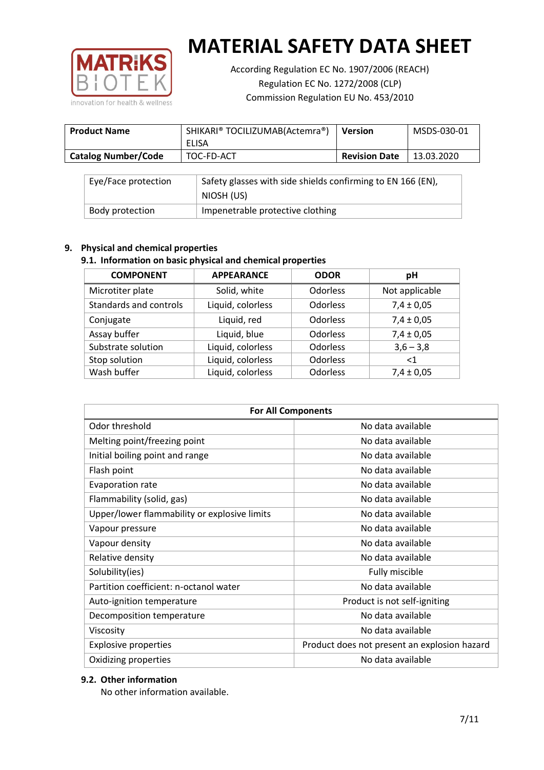# MATERIAL SAFETY DATA SHEET

According Regulation EC No. 1907/2006 (REACH)
Regulation EC No. 1272/2008 (CLP)
Commission Regulation EU No. 453/2010

| **Product Name** | SHIKARI® TOCILIZUMAB(Actemra®) ELISA | **Version** | MSDS-030-01 |
|---|---|---|---|
| **Catalog Number/Code** | TOC-FD-ACT | **Revision Date** | 13.03.2020 |

| | |
|---|---|
| Eye/Face protection | Safety glasses with side shields confirming to EN 166 (EN), NIOSH (US) |
| Body protection | Impenetrable protective clothing |

## 9. Physical and chemical properties

### 9.1. Information on basic physical and chemical properties

| COMPONENT | APPEARANCE | ODOR | pH |
|---|---|---|---|
| Microtiter plate | Solid, white | Odorless | Not applicable |
| Standards and controls | Liquid, colorless | Odorless | 7,4 ± 0,05 |
| Conjugate | Liquid, red | Odorless | 7,4 ± 0,05 |
| Assay buffer | Liquid, blue | Odorless | 7,4 ± 0,05 |
| Substrate solution | Liquid, colorless | Odorless | 3,6 – 3,8 |
| Stop solution | Liquid, colorless | Odorless | <1 |
| Wash buffer | Liquid, colorless | Odorless | 7,4 ± 0,05 |

| For All Components | |
|---|---|
| Odor threshold | No data available |
| Melting point/freezing point | No data available |
| Initial boiling point and range | No data available |
| Flash point | No data available |
| Evaporation rate | No data available |
| Flammability (solid, gas) | No data available |
| Upper/lower flammability or explosive limits | No data available |
| Vapour pressure | No data available |
| Vapour density | No data available |
| Relative density | No data available |
| Solubility(ies) | Fully miscible |
| Partition coefficient: n-octanol water | No data available |
| Auto-ignition temperature | Product is not self-igniting |
| Decomposition temperature | No data available |
| Viscosity | No data available |
| Explosive properties | Product does not present an explosion hazard |
| Oxidizing properties | No data available |

### 9.2. Other information

No other information available.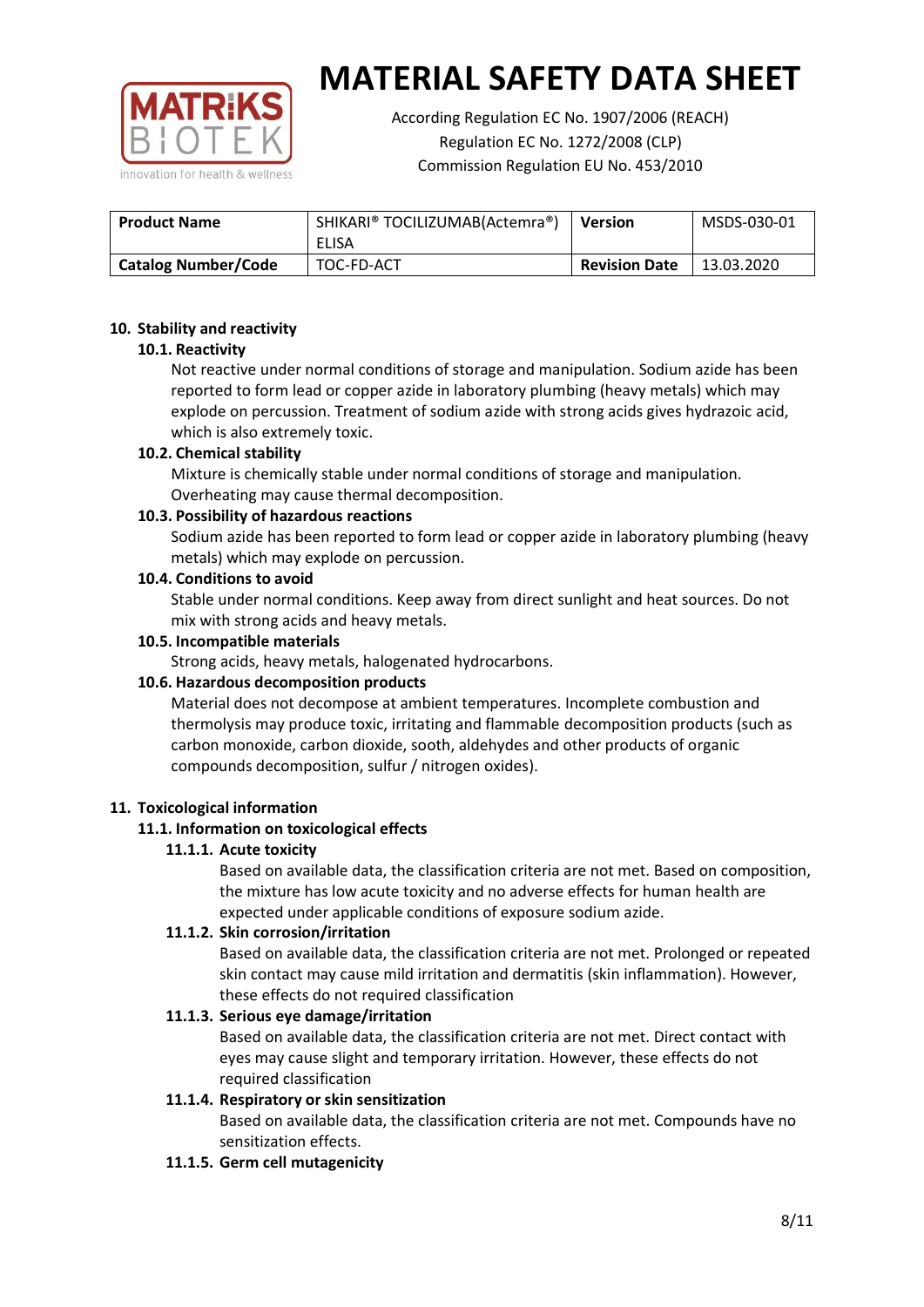# MATERIAL SAFETY DATA SHEET

According Regulation EC No. 1907/2006 (REACH)
Regulation EC No. 1272/2008 (CLP)
Commission Regulation EU No. 453/2010

| **Product Name** | SHIKARI® TOCILIZUMAB(Actemra®) ELISA | **Version** | MSDS-030-01 |
|---|---|---|---|
| **Catalog Number/Code** | TOC-FD-ACT | **Revision Date** | 13.03.2020 |

## 10. Stability and reactivity

### 10.1. Reactivity

Not reactive under normal conditions of storage and manipulation. Sodium azide has been reported to form lead or copper azide in laboratory plumbing (heavy metals) which may explode on percussion. Treatment of sodium azide with strong acids gives hydrazoic acid, which is also extremely toxic.

### 10.2. Chemical stability

Mixture is chemically stable under normal conditions of storage and manipulation. Overheating may cause thermal decomposition.

### 10.3. Possibility of hazardous reactions

Sodium azide has been reported to form lead or copper azide in laboratory plumbing (heavy metals) which may explode on percussion.

### 10.4. Conditions to avoid

Stable under normal conditions. Keep away from direct sunlight and heat sources. Do not mix with strong acids and heavy metals.

### 10.5. Incompatible materials

Strong acids, heavy metals, halogenated hydrocarbons.

### 10.6. Hazardous decomposition products

Material does not decompose at ambient temperatures. Incomplete combustion and thermolysis may produce toxic, irritating and flammable decomposition products (such as carbon monoxide, carbon dioxide, sooth, aldehydes and other products of organic compounds decomposition, sulfur / nitrogen oxides).

## 11. Toxicological information

### 11.1. Information on toxicological effects

#### 11.1.1. Acute toxicity

Based on available data, the classification criteria are not met. Based on composition, the mixture has low acute toxicity and no adverse effects for human health are expected under applicable conditions of exposure sodium azide.

#### 11.1.2. Skin corrosion/irritation

Based on available data, the classification criteria are not met. Prolonged or repeated skin contact may cause mild irritation and dermatitis (skin inflammation). However, these effects do not required classification

#### 11.1.3. Serious eye damage/irritation

Based on available data, the classification criteria are not met. Direct contact with eyes may cause slight and temporary irritation. However, these effects do not required classification

#### 11.1.4. Respiratory or skin sensitization

Based on available data, the classification criteria are not met. Compounds have no sensitization effects.

#### 11.1.5. Germ cell mutagenicity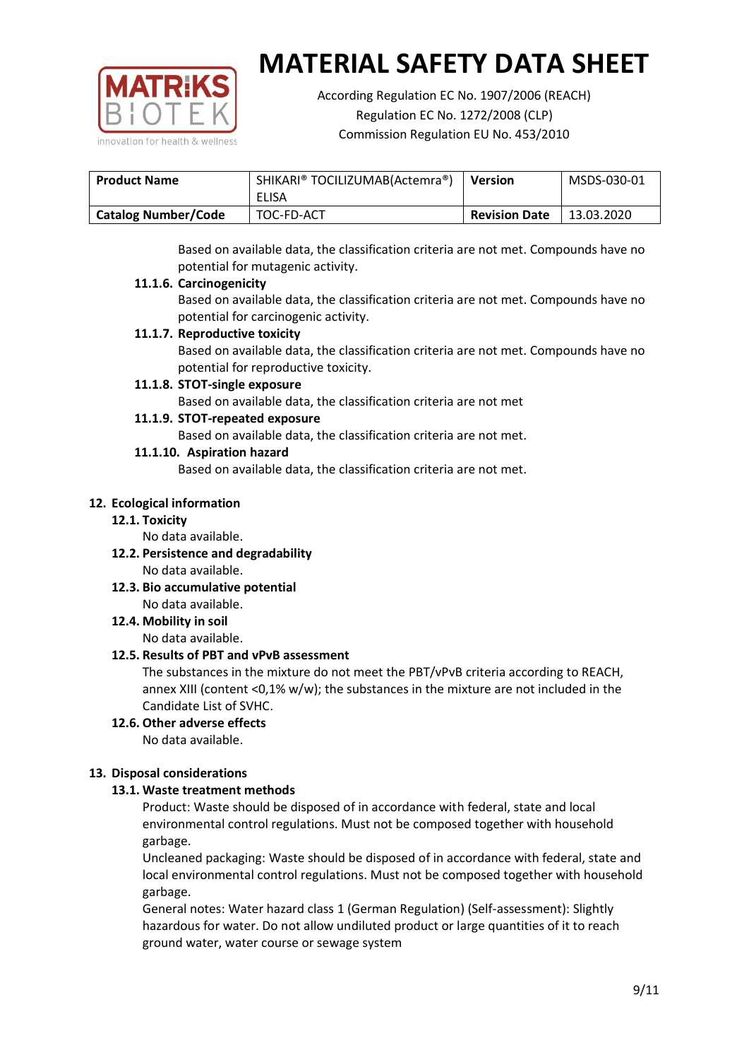Based on available data, the classification criteria are not met. Compounds have no potential for mutagenic activity.

**11.1.6. Carcinogenicity**

Based on available data, the classification criteria are not met. Compounds have no potential for carcinogenic activity.

**11.1.7. Reproductive toxicity**

Based on available data, the classification criteria are not met. Compounds have no potential for reproductive toxicity.

**11.1.8. STOT-single exposure**

Based on available data, the classification criteria are not met

**11.1.9. STOT-repeated exposure**

Based on available data, the classification criteria are not met.

**11.1.10. Aspiration hazard**

Based on available data, the classification criteria are not met.

## 12. Ecological information

### 12.1. Toxicity

No data available.

### 12.2. Persistence and degradability

No data available.

### 12.3. Bio accumulative potential

No data available.

### 12.4. Mobility in soil

No data available.

### 12.5. Results of PBT and vPvB assessment

The substances in the mixture do not meet the PBT/vPvB criteria according to REACH, annex XIII (content <0,1% w/w); the substances in the mixture are not included in the Candidate List of SVHC.

### 12.6. Other adverse effects

No data available.

## 13. Disposal considerations

### 13.1. Waste treatment methods

Product: Waste should be disposed of in accordance with federal, state and local environmental control regulations. Must not be composed together with household garbage.

Uncleaned packaging: Waste should be disposed of in accordance with federal, state and local environmental control regulations. Must not be composed together with household garbage.

General notes: Water hazard class 1 (German Regulation) (Self-assessment): Slightly hazardous for water. Do not allow undiluted product or large quantities of it to reach ground water, water course or sewage system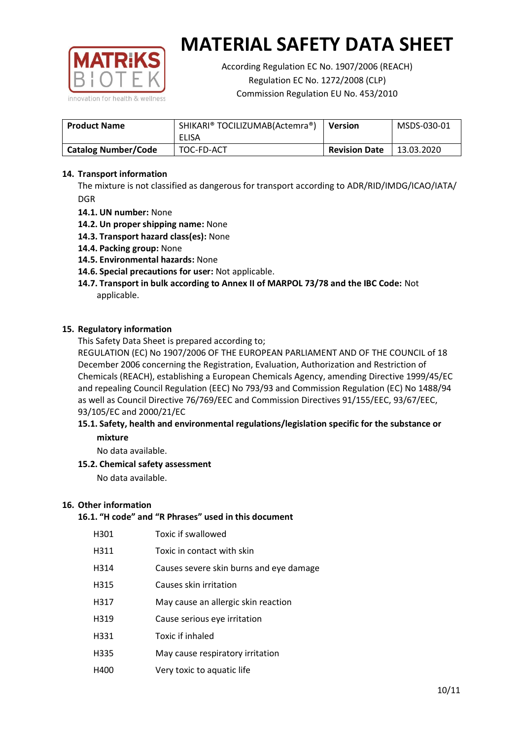# MATERIAL SAFETY DATA SHEET

According Regulation EC No. 1907/2006 (REACH)
Regulation EC No. 1272/2008 (CLP)
Commission Regulation EU No. 453/2010

| **Product Name** | SHIKARI® TOCILIZUMAB(Actemra®) ELISA | **Version** | MSDS-030-01 |
|---|---|---|---|
| **Catalog Number/Code** | TOC-FD-ACT | **Revision Date** | 13.03.2020 |

## 14. Transport information

The mixture is not classified as dangerous for transport according to ADR/RID/IMDG/ICAO/IATA/DGR

- **14.1. UN number:** None
- **14.2. Un proper shipping name:** None
- **14.3. Transport hazard class(es):** None
- **14.4. Packing group:** None
- **14.5. Environmental hazards:** None
- **14.6. Special precautions for user:** Not applicable.
- **14.7. Transport in bulk according to Annex II of MARPOL 73/78 and the IBC Code:** Not applicable.

## 15. Regulatory information

This Safety Data Sheet is prepared according to;

REGULATION (EC) No 1907/2006 OF THE EUROPEAN PARLIAMENT AND OF THE COUNCIL of 18 December 2006 concerning the Registration, Evaluation, Authorization and Restriction of Chemicals (REACH), establishing a European Chemicals Agency, amending Directive 1999/45/EC and repealing Council Regulation (EEC) No 793/93 and Commission Regulation (EC) No 1488/94 as well as Council Directive 76/769/EEC and Commission Directives 91/155/EEC, 93/67/EEC, 93/105/EC and 2000/21/EC

### 15.1. Safety, health and environmental regulations/legislation specific for the substance or mixture

No data available.

### 15.2. Chemical safety assessment

No data available.

## 16. Other information

### 16.1. "H code" and "R Phrases" used in this document

| | |
|---|---|
| H301 | Toxic if swallowed |
| H311 | Toxic in contact with skin |
| H314 | Causes severe skin burns and eye damage |
| H315 | Causes skin irritation |
| H317 | May cause an allergic skin reaction |
| H319 | Cause serious eye irritation |
| H331 | Toxic if inhaled |
| H335 | May cause respiratory irritation |
| H400 | Very toxic to aquatic life |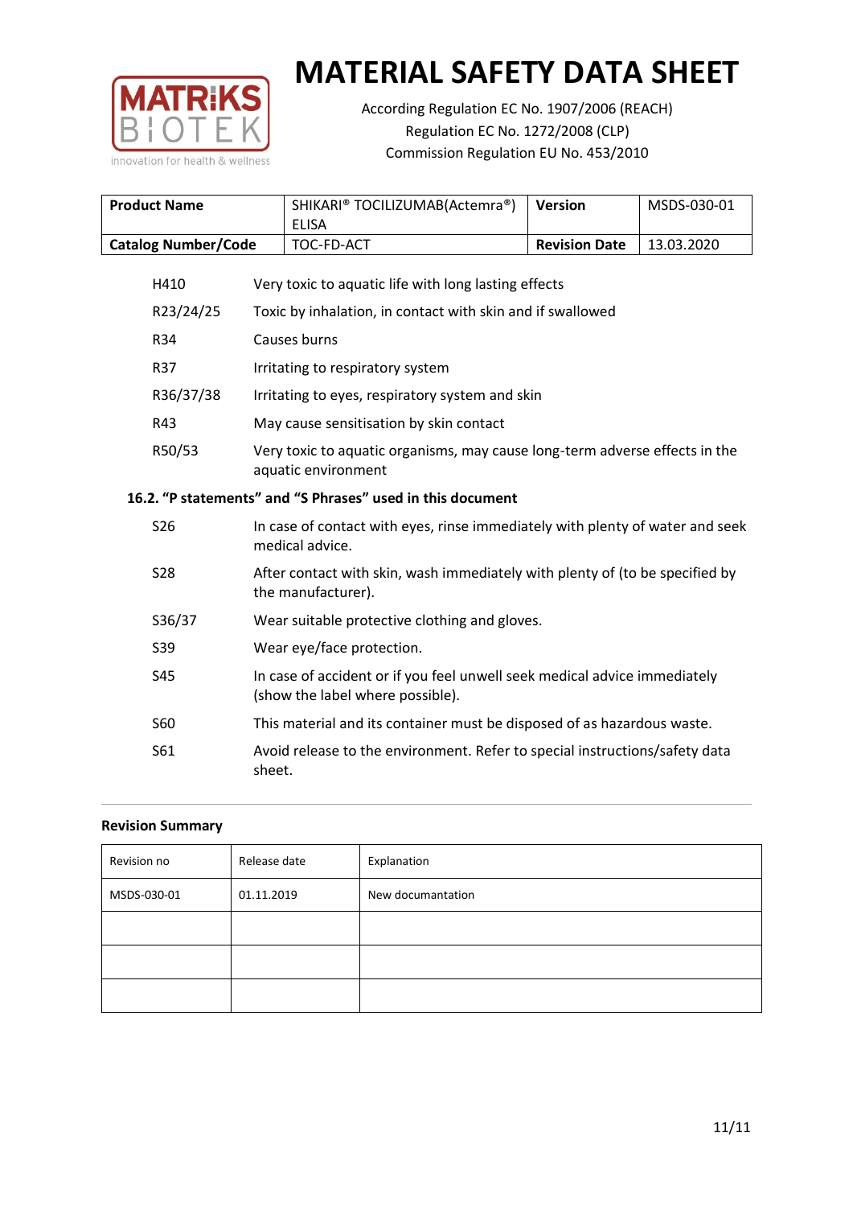# MATERIAL SAFETY DATA SHEET

According Regulation EC No. 1907/2006 (REACH)
Regulation EC No. 1272/2008 (CLP)
Commission Regulation EU No. 453/2010

| | | | |
|---|---|---|---|
| **Product Name** | SHIKARI® TOCILIZUMAB(Actemra®) ELISA | **Version** | MSDS-030-01 |
| **Catalog Number/Code** | TOC-FD-ACT | **Revision Date** | 13.03.2020 |

| | |
|---|---|
| H410 | Very toxic to aquatic life with long lasting effects |
| R23/24/25 | Toxic by inhalation, in contact with skin and if swallowed |
| R34 | Causes burns |
| R37 | Irritating to respiratory system |
| R36/37/38 | Irritating to eyes, respiratory system and skin |
| R43 | May cause sensitisation by skin contact |
| R50/53 | Very toxic to aquatic organisms, may cause long-term adverse effects in the aquatic environment |

**16.2. "P statements" and "S Phrases" used in this document**

| | |
|---|---|
| S26 | In case of contact with eyes, rinse immediately with plenty of water and seek medical advice. |
| S28 | After contact with skin, wash immediately with plenty of (to be specified by the manufacturer). |
| S36/37 | Wear suitable protective clothing and gloves. |
| S39 | Wear eye/face protection. |
| S45 | In case of accident or if you feel unwell seek medical advice immediately (show the label where possible). |
| S60 | This material and its container must be disposed of as hazardous waste. |
| S61 | Avoid release to the environment. Refer to special instructions/safety data sheet. |

**Revision Summary**

| Revision no | Release date | Explanation |
|---|---|---|
| MSDS-030-01 | 01.11.2019 | New documantation |
| | | |
| | | |
| | | |